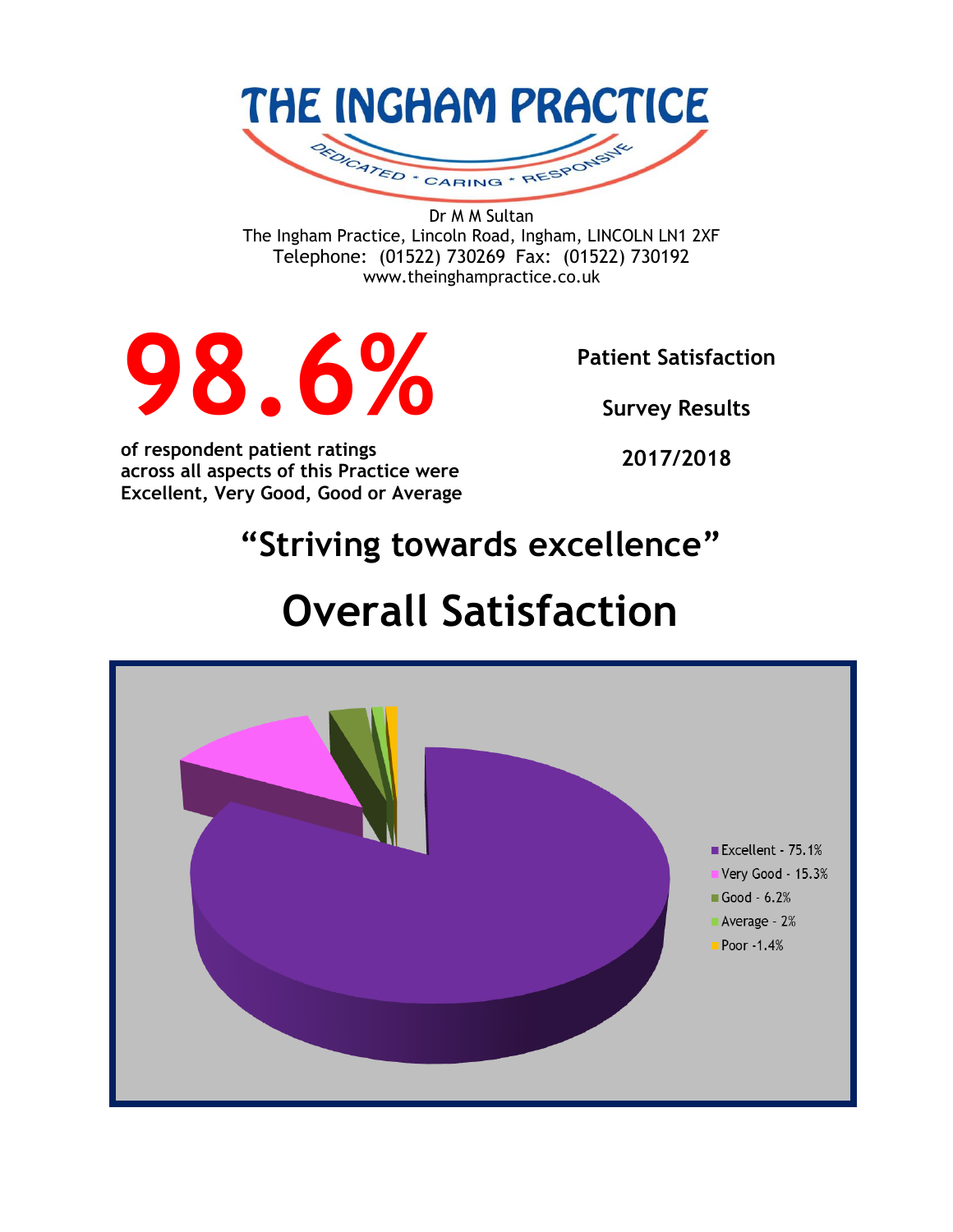# THE INGHAM PRACTICE

DEDICATED * CARING * RESPONSIVE

Dr M M Sultan
The Ingham Practice, Lincoln Road, Ingham, LINCOLN LN1 2XF
Telephone: (01522) 730269 Fax: (01522) 730192
www.theinghampractice.co.uk

# 98.6%

**of respondent patient ratings across all aspects of this Practice were Excellent, Very Good, Good or Average**

**Patient Satisfaction**

**Survey Results**

**2017/2018**

## "Striving towards excellence"

# Overall Satisfaction

- Excellent - 75.1%
- Very Good - 15.3%
- Good - 6.2%
- Average - 2%
- Poor -1.4%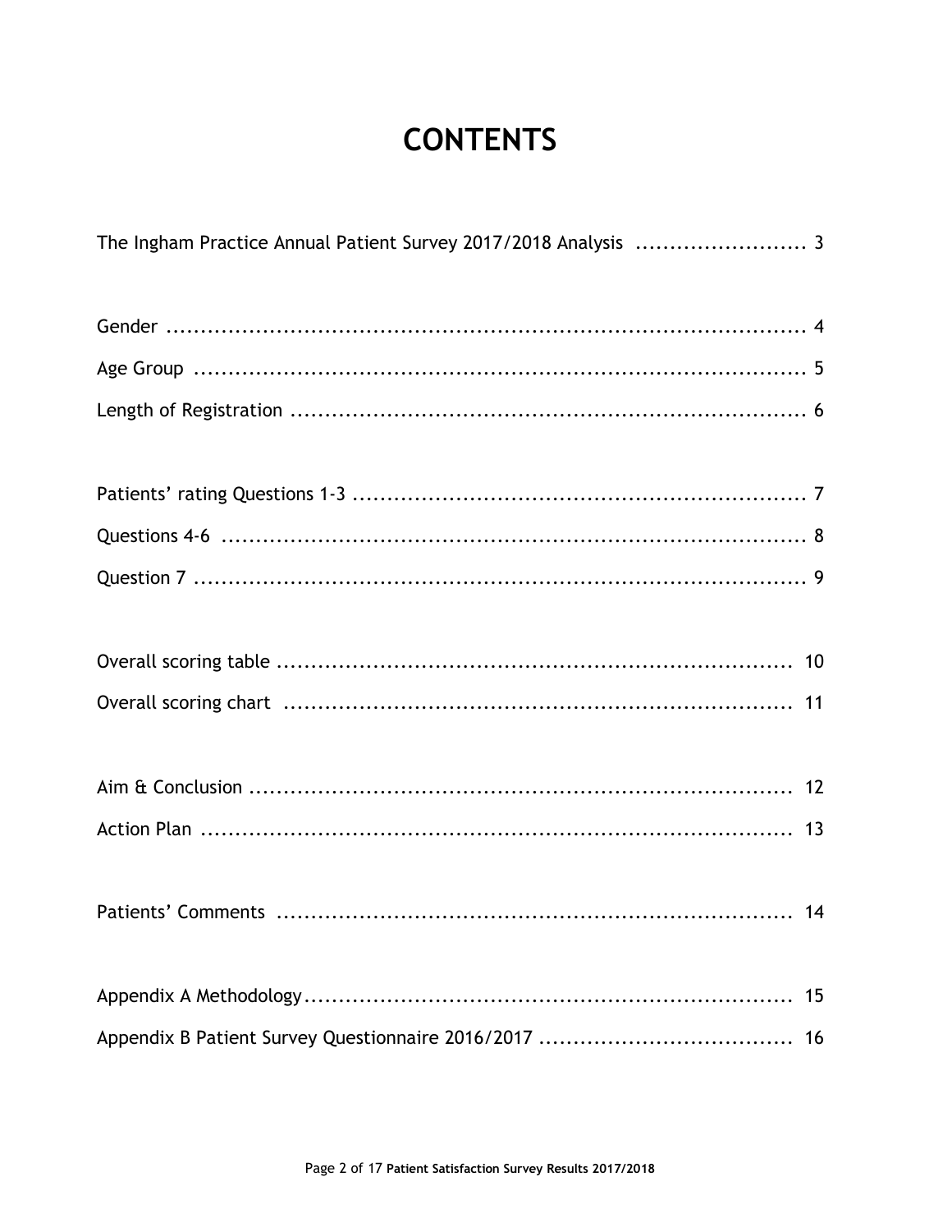# CONTENTS

The Ingham Practice Annual Patient Survey 2017/2018 Analysis ........................ 3

Gender ........................................................................................ 4

Age Group ..................................................................................... 5

Length of Registration ...................................................................... 6

Patients' rating Questions 1-3 ............................................................. 7

Questions 4-6 ................................................................................. 8

Question 7 ..................................................................................... 9

Overall scoring table ......................................................................... 10

Overall scoring chart ........................................................................ 11

Aim & Conclusion ............................................................................ 12

Action Plan .................................................................................... 13

Patients' Comments ......................................................................... 14

Appendix A Methodology.................................................................... 15

Appendix B Patient Survey Questionnaire 2016/2017 .................................... 16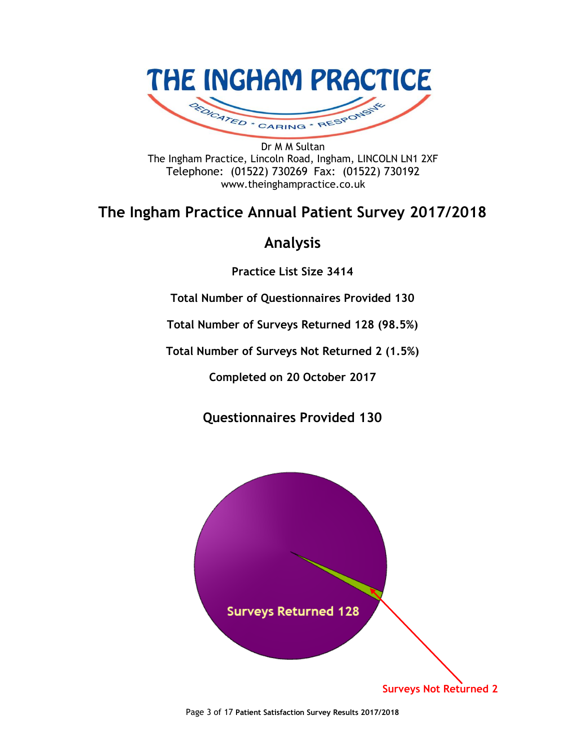# THE INGHAM PRACTICE

DEDICATED * CARING * RESPONSIVE

Dr M M Sultan
The Ingham Practice, Lincoln Road, Ingham, LINCOLN LN1 2XF
Telephone: (01522) 730269 Fax: (01522) 730192
www.theinghampractice.co.uk

## The Ingham Practice Annual Patient Survey 2017/2018

## Analysis

**Practice List Size 3414**

**Total Number of Questionnaires Provided 130**

**Total Number of Surveys Returned 128 (98.5%)**

**Total Number of Surveys Not Returned 2 (1.5%)**

**Completed on 20 October 2017**

### Questionnaires Provided 130

Surveys Returned 128

Surveys Not Returned 2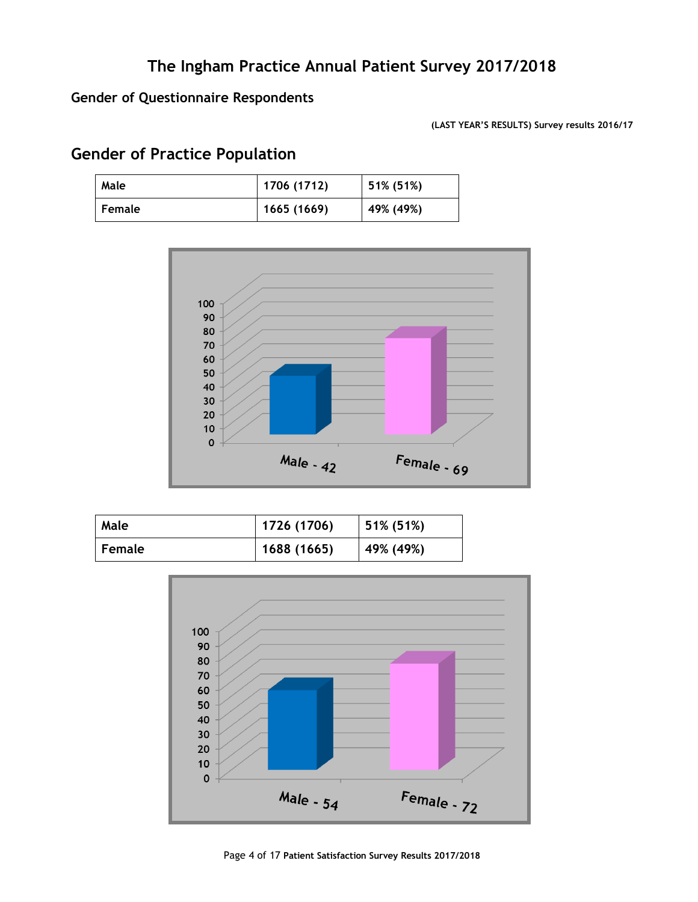# The Ingham Practice Annual Patient Survey 2017/2018

## Gender of Questionnaire Respondents

**(LAST YEAR'S RESULTS) Survey results 2016/17**

## Gender of Practice Population

| Male | 1706 (1712) | 51% (51%) |
|---|---|---|
| Female | 1665 (1669) | 49% (49%) |

Male - 42

Female - 69

| Male | 1726 (1706) | 51% (51%) |
|---|---|---|
| Female | 1688 (1665) | 49% (49%) |

Male - 54

Female - 72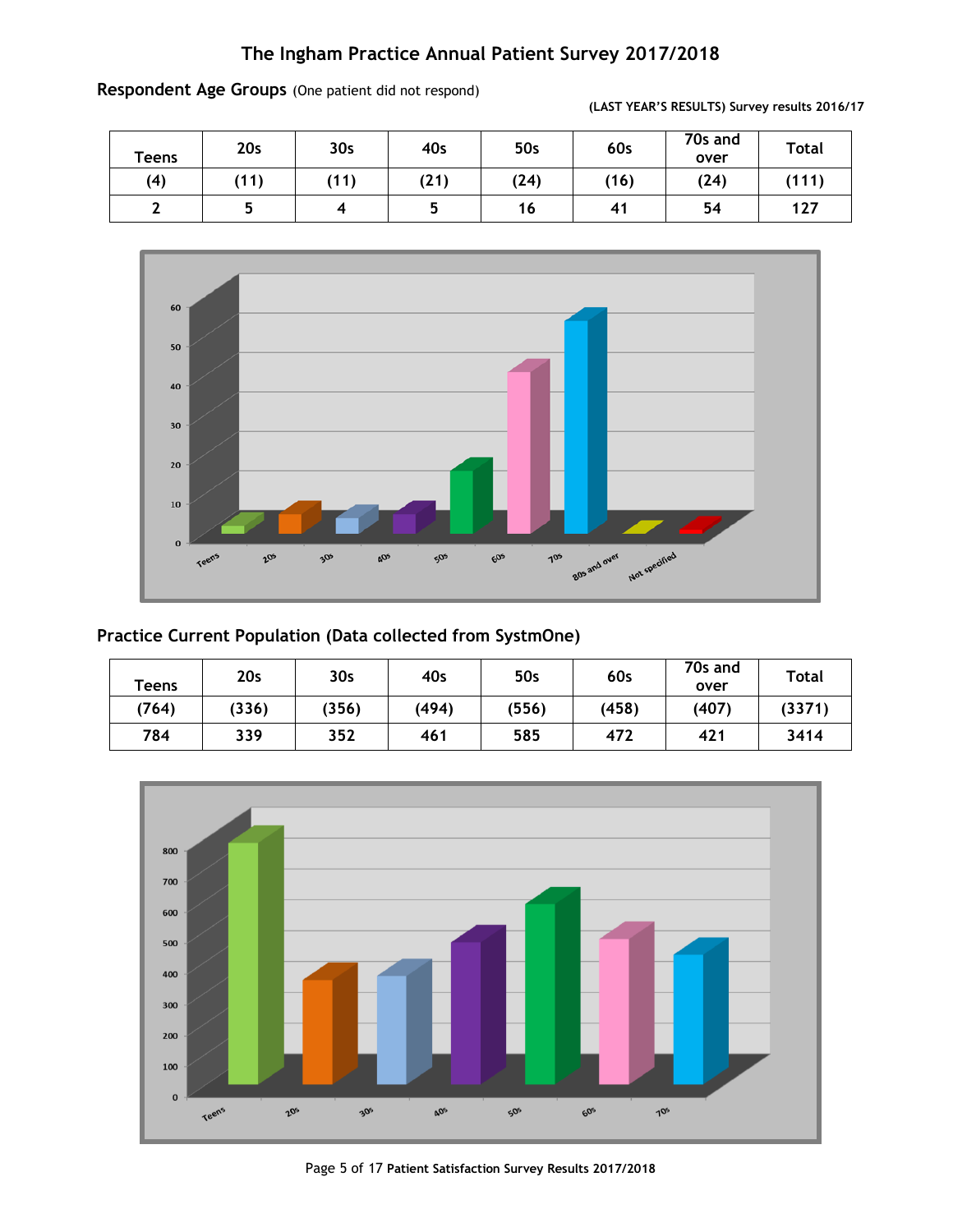# The Ingham Practice Annual Patient Survey 2017/2018

**Respondent Age Groups** (One patient did not respond)

**(LAST YEAR'S RESULTS) Survey results 2016/17**

| Teens | 20s | 30s | 40s | 50s | 60s | 70s and over | Total |
|---|---|---|---|---|---|---|---|
| (4) | (11) | (11) | (21) | (24) | (16) | (24) | (111) |
| 2 | 5 | 4 | 5 | 16 | 41 | 54 | 127 |

**Practice Current Population (Data collected from SystmOne)**

| Teens | 20s | 30s | 40s | 50s | 60s | 70s and over | Total |
|---|---|---|---|---|---|---|---|
| (764) | (336) | (356) | (494) | (556) | (458) | (407) | (3371) |
| 784 | 339 | 352 | 461 | 585 | 472 | 421 | 3414 |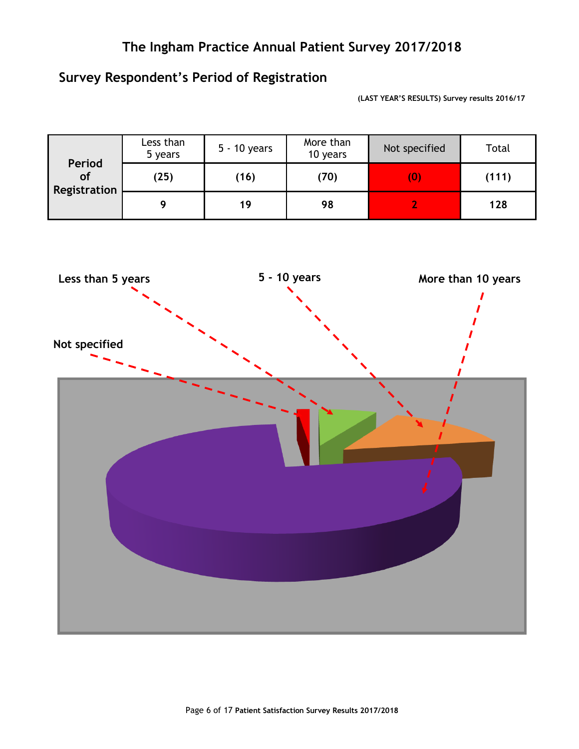# The Ingham Practice Annual Patient Survey 2017/2018

## Survey Respondent's Period of Registration

**(LAST YEAR'S RESULTS) Survey results 2016/17**

| | Less than 5 years | 5 - 10 years | More than 10 years | Not specified | Total |
|---|---|---|---|---|---|
| **Period of Registration** | **(25)** | **(16)** | **(70)** | **(0)** | **(111)** |
| | **9** | **19** | **98** | **2** | **128** |

**Less than 5 years**

**5 - 10 years**

**More than 10 years**

**Not specified**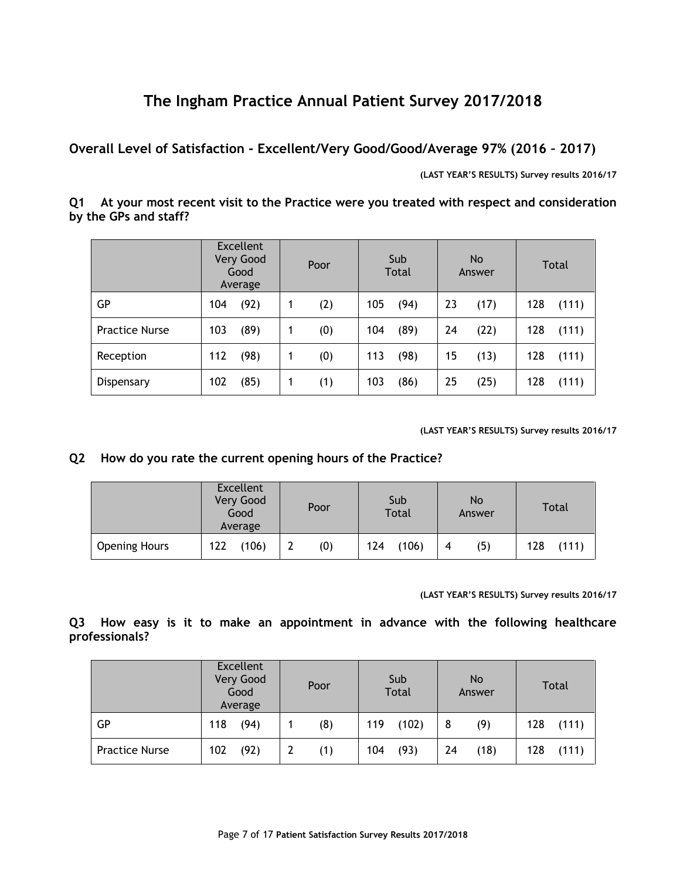# The Ingham Practice Annual Patient Survey 2017/2018

## Overall Level of Satisfaction - Excellent/Very Good/Good/Average 97% (2016 – 2017)

**(LAST YEAR'S RESULTS) Survey results 2016/17**

**Q1 At your most recent visit to the Practice were you treated with respect and consideration by the GPs and staff?**

| | Excellent Very Good Good Average | Poor | Sub Total | No Answer | Total |
|---|---|---|---|---|---|
| GP | 104 (92) | 1 (2) | 105 (94) | 23 (17) | 128 (111) |
| Practice Nurse | 103 (89) | 1 (0) | 104 (89) | 24 (22) | 128 (111) |
| Reception | 112 (98) | 1 (0) | 113 (98) | 15 (13) | 128 (111) |
| Dispensary | 102 (85) | 1 (1) | 103 (86) | 25 (25) | 128 (111) |

**(LAST YEAR'S RESULTS) Survey results 2016/17**

**Q2 How do you rate the current opening hours of the Practice?**

| | Excellent Very Good Good Average | Poor | Sub Total | No Answer | Total |
|---|---|---|---|---|---|
| Opening Hours | 122 (106) | 2 (0) | 124 (106) | 4 (5) | 128 (111) |

**(LAST YEAR'S RESULTS) Survey results 2016/17**

**Q3 How easy is it to make an appointment in advance with the following healthcare professionals?**

| | Excellent Very Good Good Average | Poor | Sub Total | No Answer | Total |
|---|---|---|---|---|---|
| GP | 118 (94) | 1 (8) | 119 (102) | 8 (9) | 128 (111) |
| Practice Nurse | 102 (92) | 2 (1) | 104 (93) | 24 (18) | 128 (111) |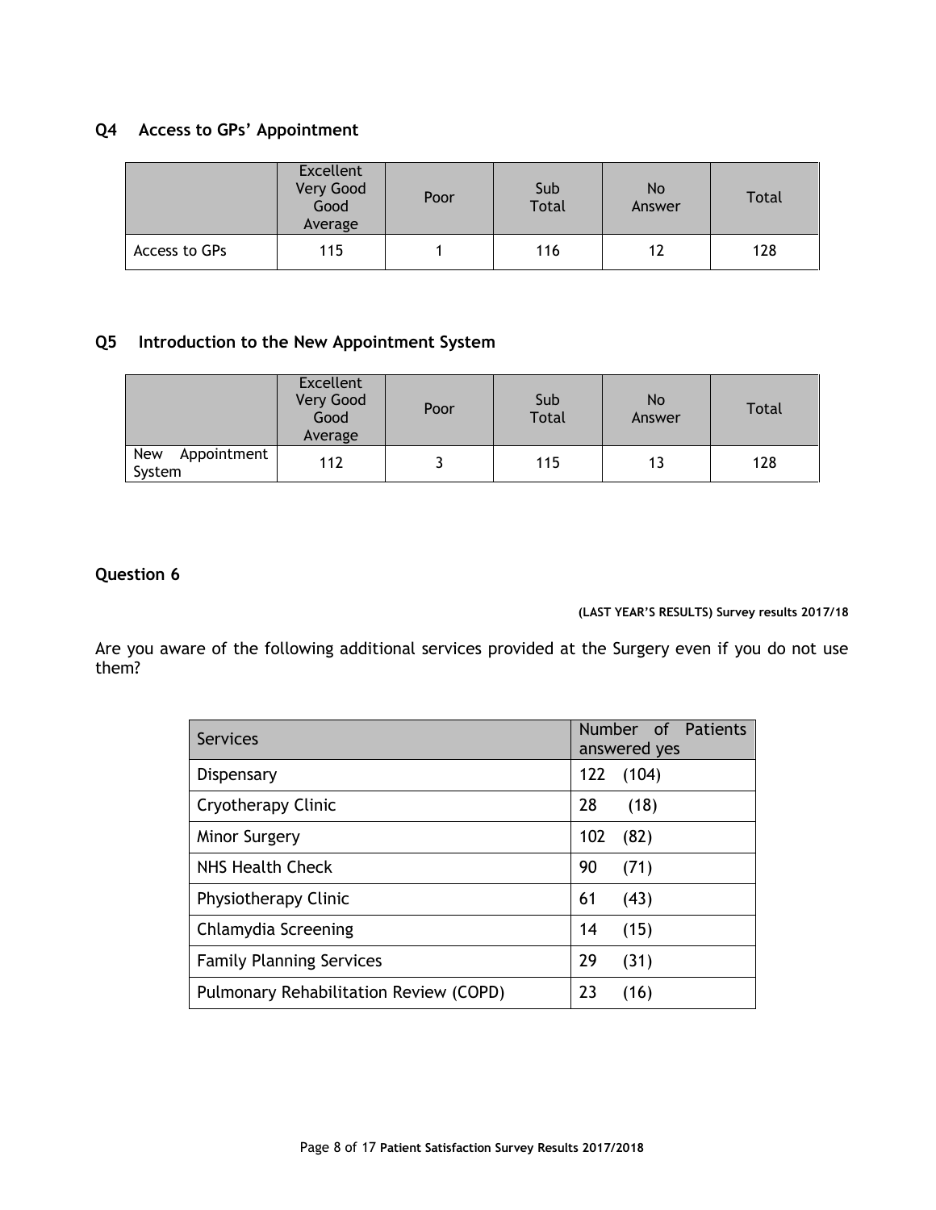## Q4 Access to GPs' Appointment

| | Excellent Very Good Good Average | Poor | Sub Total | No Answer | Total |
|---|---|---|---|---|---|
| Access to GPs | 115 | 1 | 116 | 12 | 128 |

## Q5 Introduction to the New Appointment System

| | Excellent Very Good Good Average | Poor | Sub Total | No Answer | Total |
|---|---|---|---|---|---|
| New Appointment System | 112 | 3 | 115 | 13 | 128 |

## Question 6

**(LAST YEAR'S RESULTS) Survey results 2017/18**

Are you aware of the following additional services provided at the Surgery even if you do not use them?

| Services | Number of Patients answered yes |
|---|---|
| Dispensary | 122 (104) |
| Cryotherapy Clinic | 28 (18) |
| Minor Surgery | 102 (82) |
| NHS Health Check | 90 (71) |
| Physiotherapy Clinic | 61 (43) |
| Chlamydia Screening | 14 (15) |
| Family Planning Services | 29 (31) |
| Pulmonary Rehabilitation Review (COPD) | 23 (16) |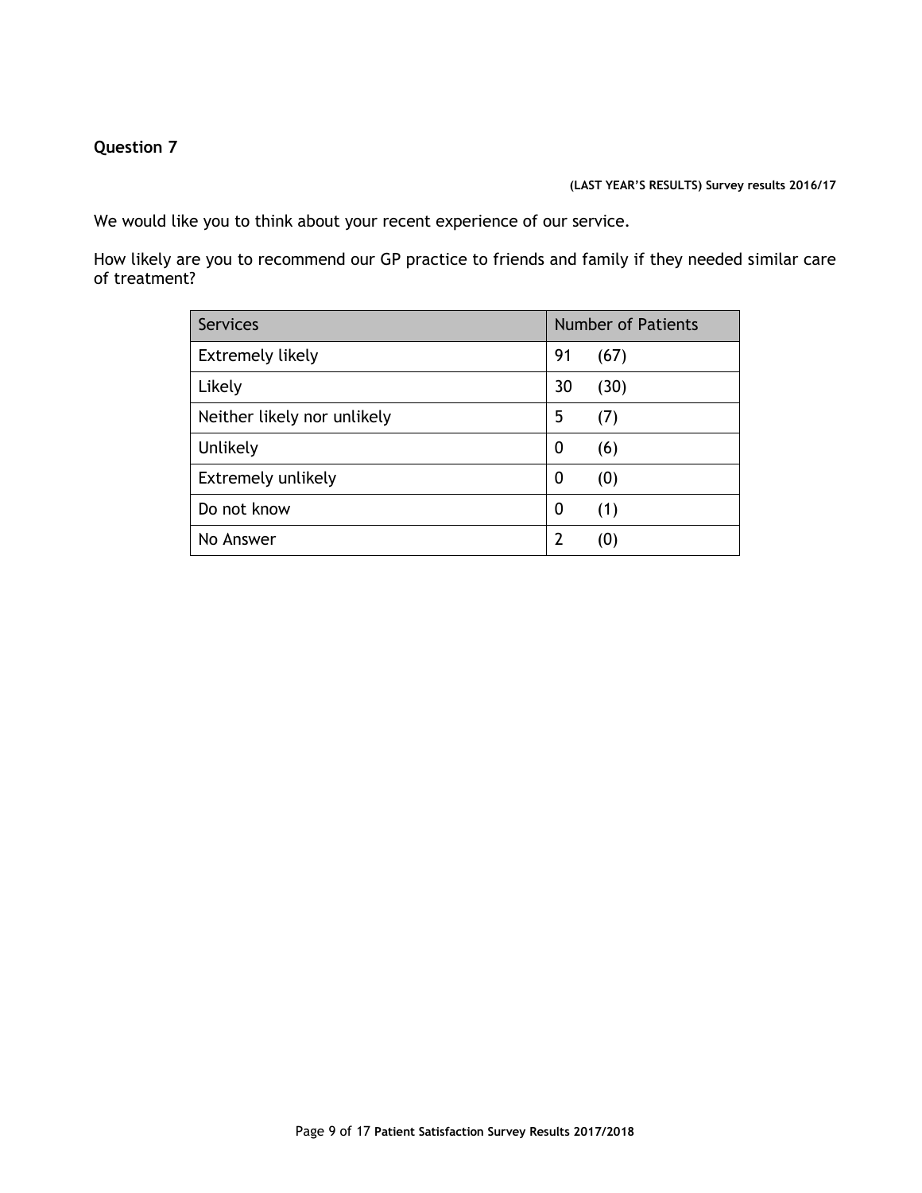**Question 7**

**(LAST YEAR'S RESULTS) Survey results 2016/17**

We would like you to think about your recent experience of our service.

How likely are you to recommend our GP practice to friends and family if they needed similar care of treatment?

| Services | Number of Patients |
|---|---|
| Extremely likely | 91 (67) |
| Likely | 30 (30) |
| Neither likely nor unlikely | 5 (7) |
| Unlikely | 0 (6) |
| Extremely unlikely | 0 (0) |
| Do not know | 0 (1) |
| No Answer | 2 (0) |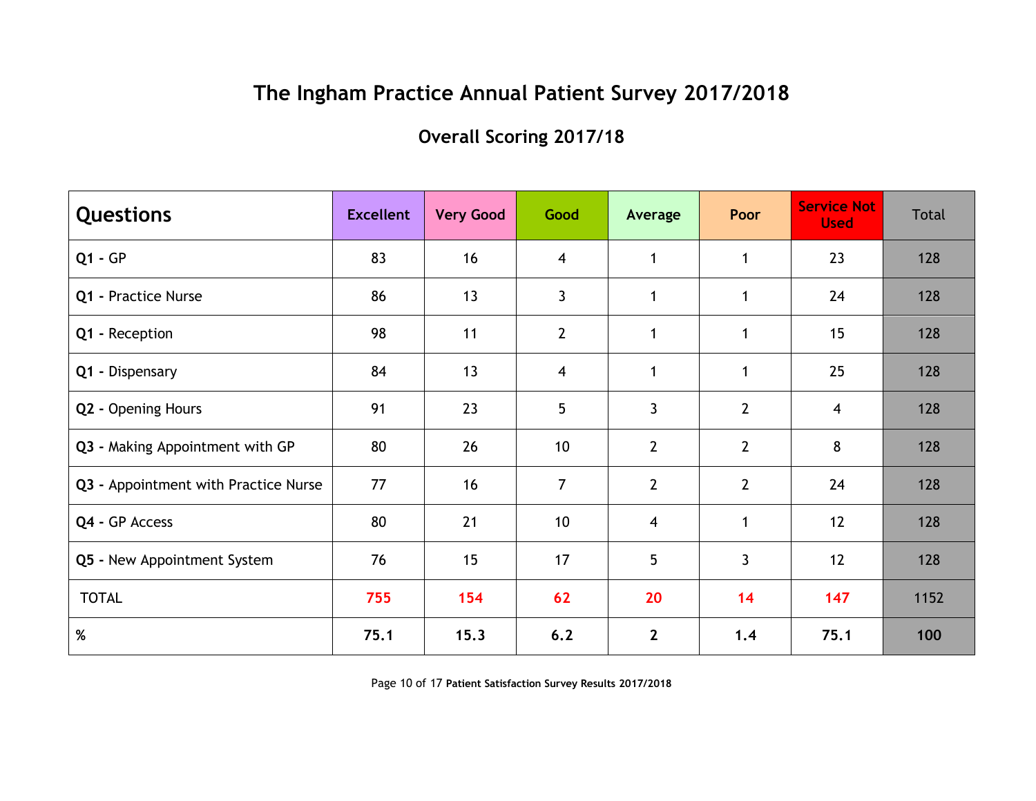# The Ingham Practice Annual Patient Survey 2017/2018

## Overall Scoring 2017/18

| Questions | Excellent | Very Good | Good | Average | Poor | Service Not Used | Total |
|---|---|---|---|---|---|---|---|
| **Q1 -** GP | 83 | 16 | 4 | 1 | 1 | 23 | 128 |
| **Q1 -** Practice Nurse | 86 | 13 | 3 | 1 | 1 | 24 | 128 |
| **Q1 -** Reception | 98 | 11 | 2 | 1 | 1 | 15 | 128 |
| **Q1 -** Dispensary | 84 | 13 | 4 | 1 | 1 | 25 | 128 |
| **Q2 -** Opening Hours | 91 | 23 | 5 | 3 | 2 | 4 | 128 |
| **Q3 -** Making Appointment with GP | 80 | 26 | 10 | 2 | 2 | 8 | 128 |
| **Q3 -** Appointment with Practice Nurse | 77 | 16 | 7 | 2 | 2 | 24 | 128 |
| **Q4 -** GP Access | 80 | 21 | 10 | 4 | 1 | 12 | 128 |
| **Q5 -** New Appointment System | 76 | 15 | 17 | 5 | 3 | 12 | 128 |
| TOTAL | 755 | 154 | 62 | 20 | 14 | 147 | 1152 |
| **%** | **75.1** | **15.3** | **6.2** | **2** | **1.4** | **75.1** | **100** |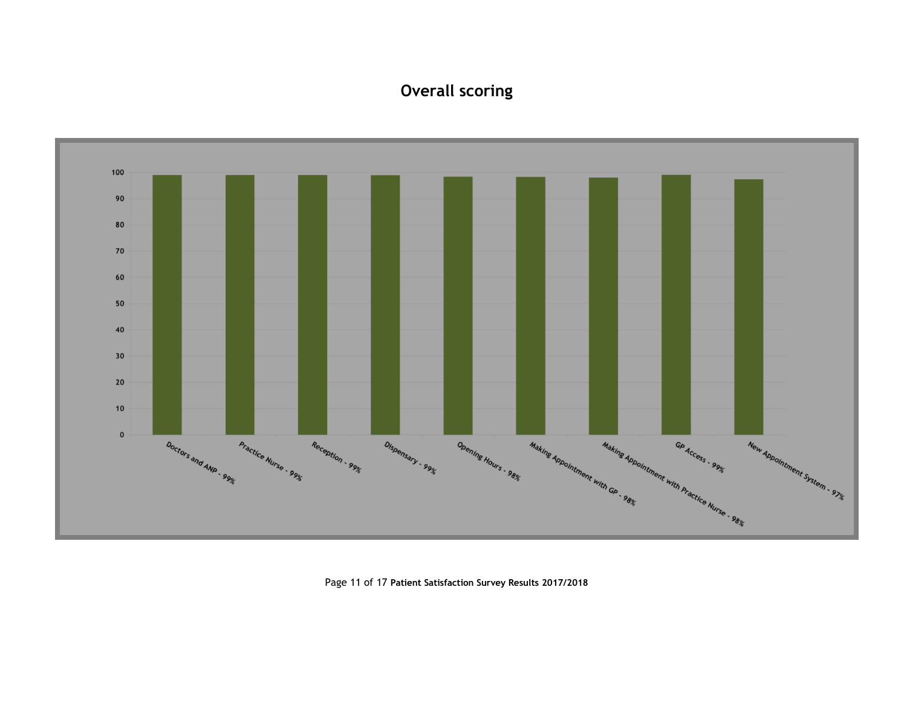## Overall scoring

| Category | Score |
|---|---|
| Doctors and ANP | 99% |
| Practice Nurse | 99% |
| Reception | 99% |
| Dispensary | 99% |
| Opening Hours | 98% |
| Making Appointment with GP | 98% |
| Making Appointment with Practice Nurse | 98% |
| GP Access | 99% |
| New Appointment System | 97% |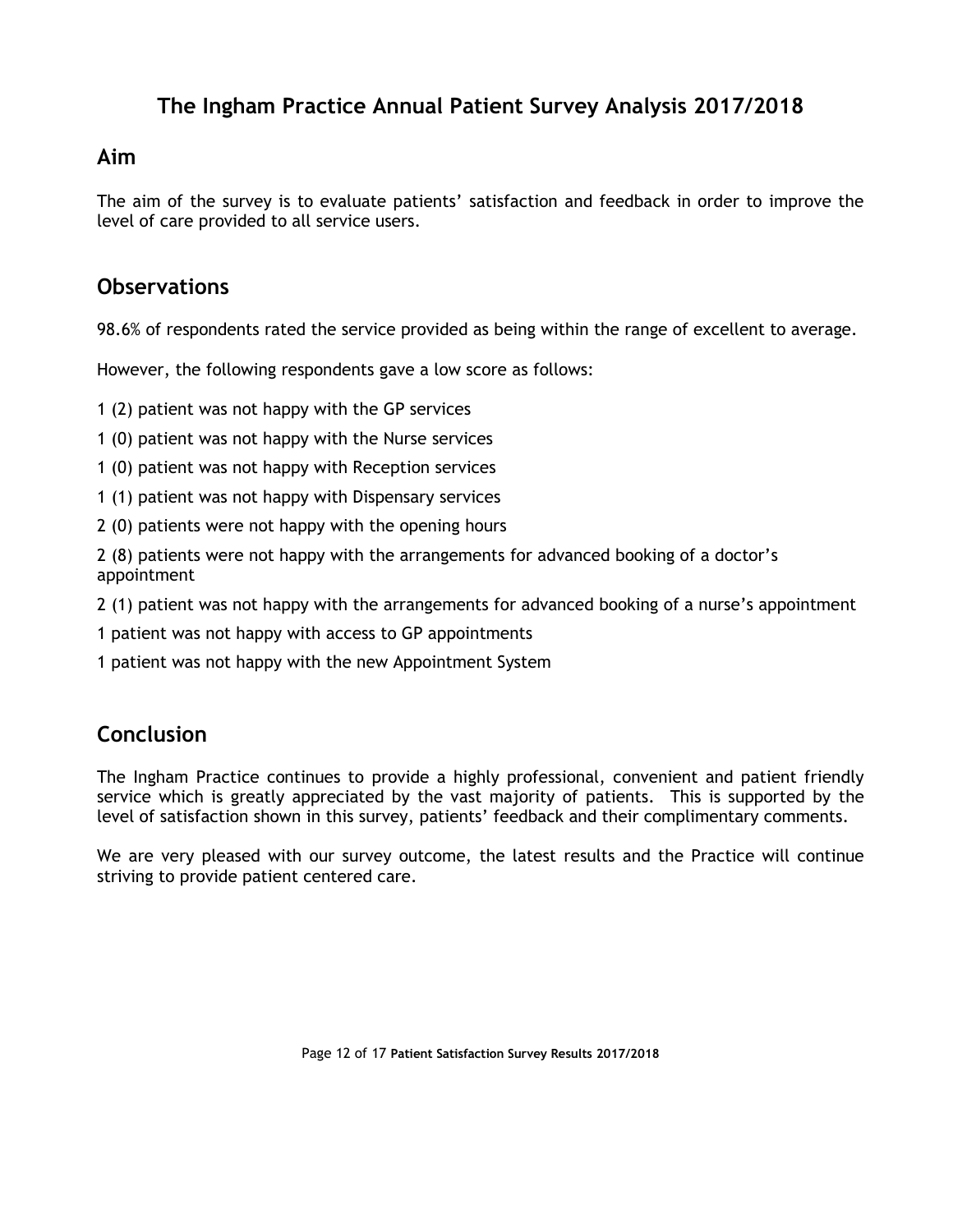# The Ingham Practice Annual Patient Survey Analysis 2017/2018

## Aim

The aim of the survey is to evaluate patients' satisfaction and feedback in order to improve the level of care provided to all service users.

## Observations

98.6% of respondents rated the service provided as being within the range of excellent to average.

However, the following respondents gave a low score as follows:

1 (2) patient was not happy with the GP services

1 (0) patient was not happy with the Nurse services

1 (0) patient was not happy with Reception services

1 (1) patient was not happy with Dispensary services

2 (0) patients were not happy with the opening hours

2 (8) patients were not happy with the arrangements for advanced booking of a doctor's appointment

2 (1) patient was not happy with the arrangements for advanced booking of a nurse's appointment

1 patient was not happy with access to GP appointments

1 patient was not happy with the new Appointment System

## Conclusion

The Ingham Practice continues to provide a highly professional, convenient and patient friendly service which is greatly appreciated by the vast majority of patients. This is supported by the level of satisfaction shown in this survey, patients' feedback and their complimentary comments.

We are very pleased with our survey outcome, the latest results and the Practice will continue striving to provide patient centered care.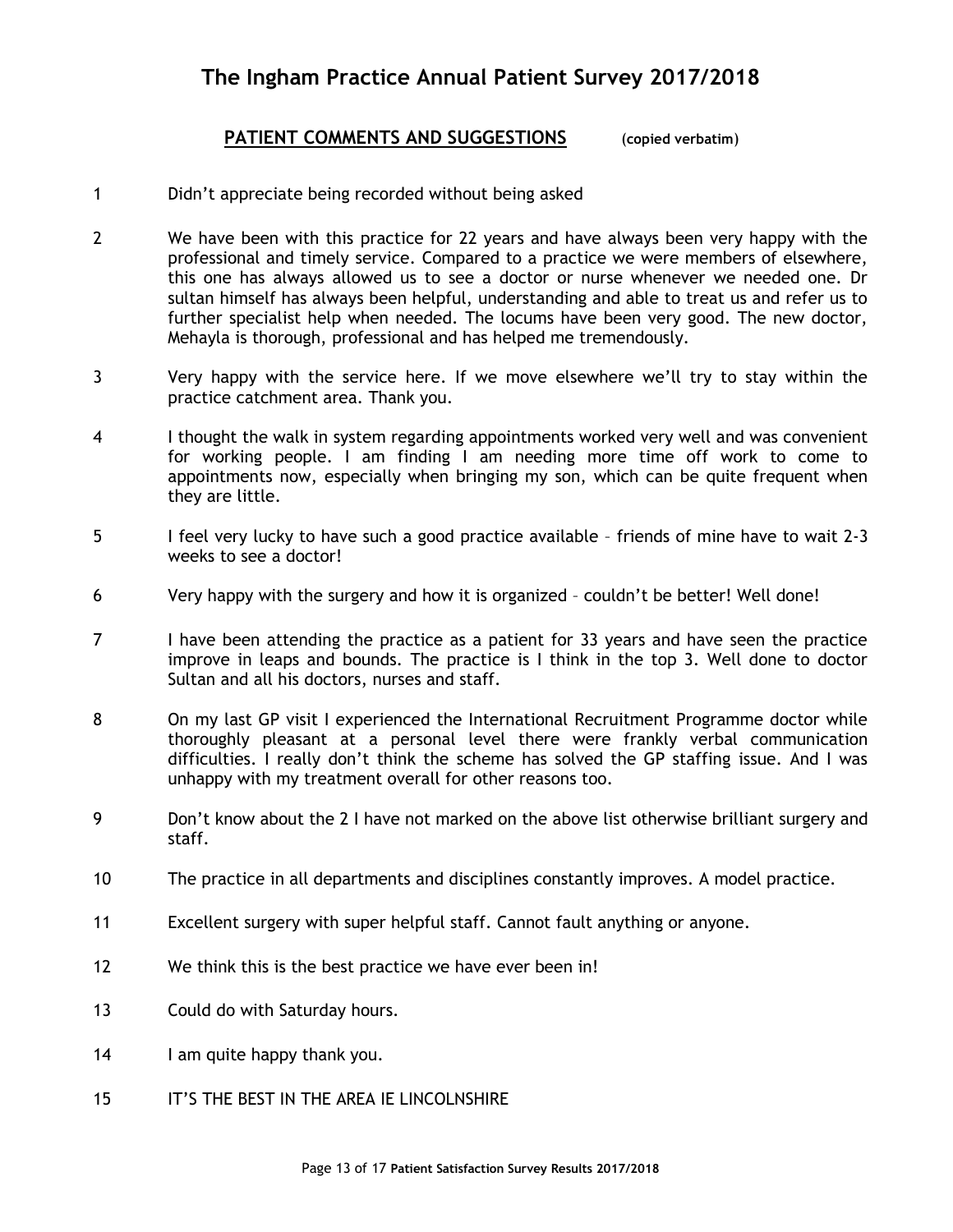# The Ingham Practice Annual Patient Survey 2017/2018

## PATIENT COMMENTS AND SUGGESTIONS (copied verbatim)

1 Didn't appreciate being recorded without being asked

2 We have been with this practice for 22 years and have always been very happy with the professional and timely service. Compared to a practice we were members of elsewhere, this one has always allowed us to see a doctor or nurse whenever we needed one. Dr sultan himself has always been helpful, understanding and able to treat us and refer us to further specialist help when needed. The locums have been very good. The new doctor, Mehayla is thorough, professional and has helped me tremendously.

3 Very happy with the service here. If we move elsewhere we'll try to stay within the practice catchment area. Thank you.

4 I thought the walk in system regarding appointments worked very well and was convenient for working people. I am finding I am needing more time off work to come to appointments now, especially when bringing my son, which can be quite frequent when they are little.

5 I feel very lucky to have such a good practice available – friends of mine have to wait 2-3 weeks to see a doctor!

6 Very happy with the surgery and how it is organized – couldn't be better! Well done!

7 I have been attending the practice as a patient for 33 years and have seen the practice improve in leaps and bounds. The practice is I think in the top 3. Well done to doctor Sultan and all his doctors, nurses and staff.

8 On my last GP visit I experienced the International Recruitment Programme doctor while thoroughly pleasant at a personal level there were frankly verbal communication difficulties. I really don't think the scheme has solved the GP staffing issue. And I was unhappy with my treatment overall for other reasons too.

9 Don't know about the 2 I have not marked on the above list otherwise brilliant surgery and staff.

10 The practice in all departments and disciplines constantly improves. A model practice.

11 Excellent surgery with super helpful staff. Cannot fault anything or anyone.

12 We think this is the best practice we have ever been in!

13 Could do with Saturday hours.

14 I am quite happy thank you.

15 IT'S THE BEST IN THE AREA IE LINCOLNSHIRE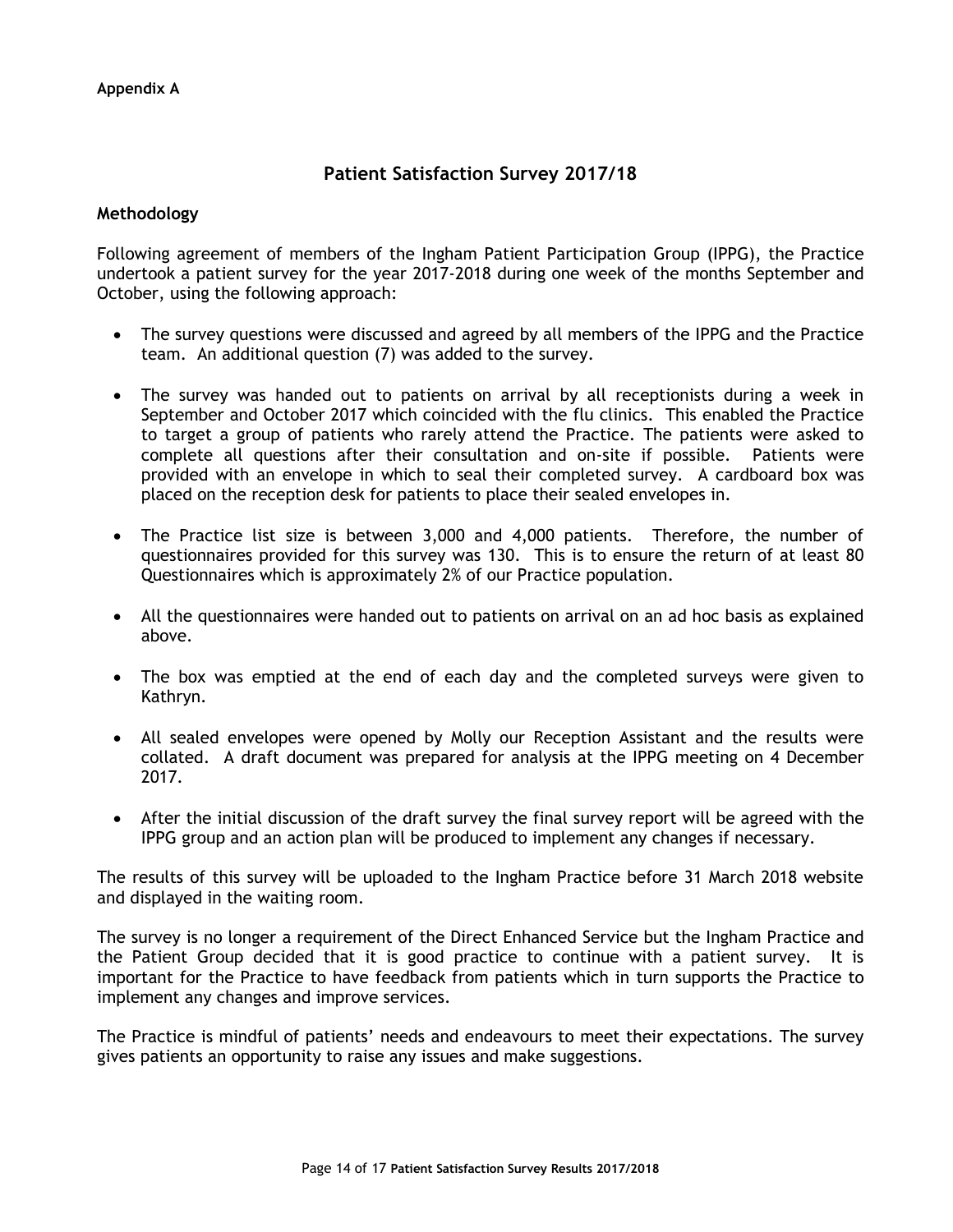**Appendix A**

## Patient Satisfaction Survey 2017/18

### Methodology

Following agreement of members of the Ingham Patient Participation Group (IPPG), the Practice undertook a patient survey for the year 2017-2018 during one week of the months September and October, using the following approach:

- The survey questions were discussed and agreed by all members of the IPPG and the Practice team. An additional question (7) was added to the survey.
- The survey was handed out to patients on arrival by all receptionists during a week in September and October 2017 which coincided with the flu clinics. This enabled the Practice to target a group of patients who rarely attend the Practice. The patients were asked to complete all questions after their consultation and on-site if possible. Patients were provided with an envelope in which to seal their completed survey. A cardboard box was placed on the reception desk for patients to place their sealed envelopes in.
- The Practice list size is between 3,000 and 4,000 patients. Therefore, the number of questionnaires provided for this survey was 130. This is to ensure the return of at least 80 Questionnaires which is approximately 2% of our Practice population.
- All the questionnaires were handed out to patients on arrival on an ad hoc basis as explained above.
- The box was emptied at the end of each day and the completed surveys were given to Kathryn.
- All sealed envelopes were opened by Molly our Reception Assistant and the results were collated. A draft document was prepared for analysis at the IPPG meeting on 4 December 2017.
- After the initial discussion of the draft survey the final survey report will be agreed with the IPPG group and an action plan will be produced to implement any changes if necessary.

The results of this survey will be uploaded to the Ingham Practice before 31 March 2018 website and displayed in the waiting room.

The survey is no longer a requirement of the Direct Enhanced Service but the Ingham Practice and the Patient Group decided that it is good practice to continue with a patient survey. It is important for the Practice to have feedback from patients which in turn supports the Practice to implement any changes and improve services.

The Practice is mindful of patients' needs and endeavours to meet their expectations. The survey gives patients an opportunity to raise any issues and make suggestions.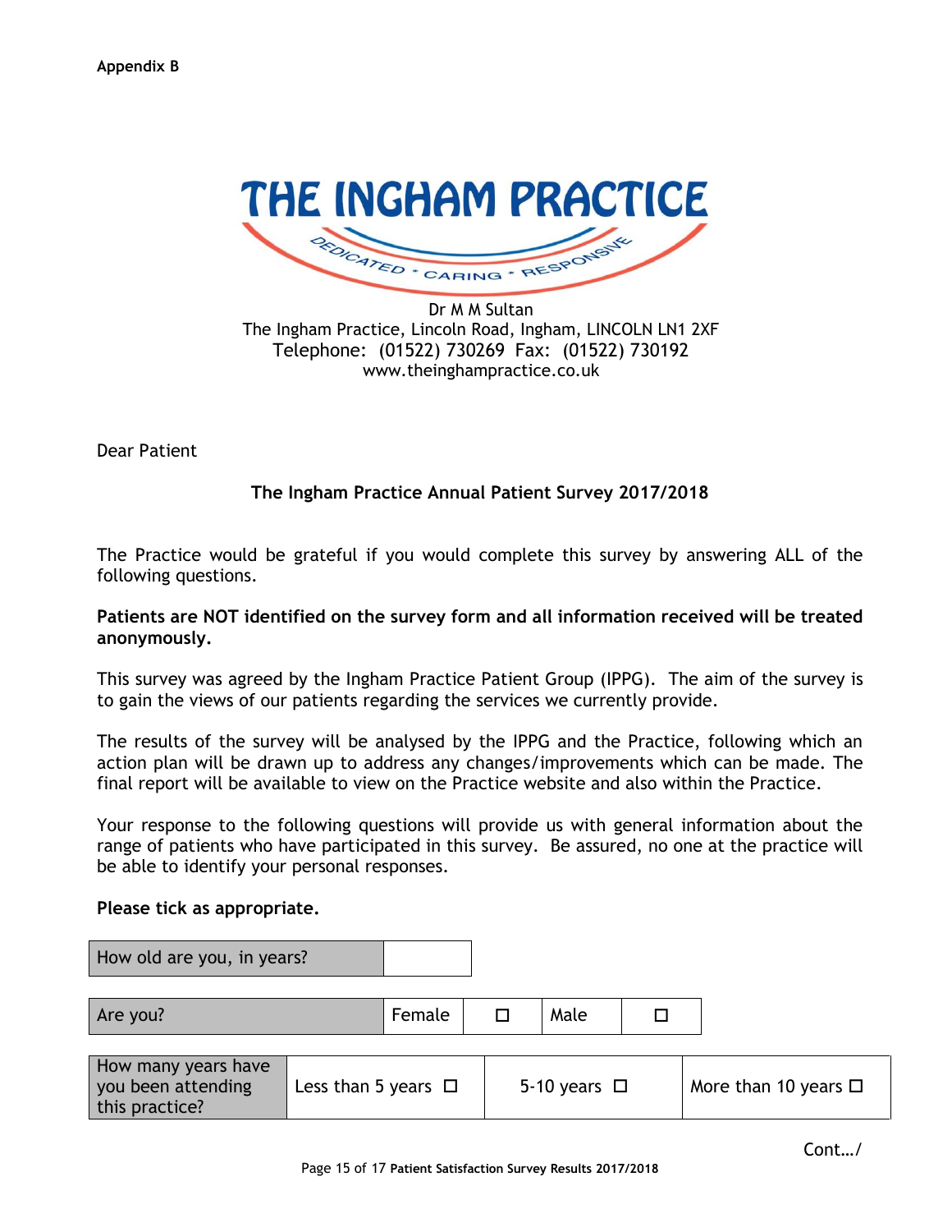**Appendix B**

# THE INGHAM PRACTICE

DEDICATED * CARING * RESPONSIVE

Dr M M Sultan
The Ingham Practice, Lincoln Road, Ingham, LINCOLN LN1 2XF
Telephone: (01522) 730269 Fax: (01522) 730192
www.theinghampractice.co.uk

Dear Patient

**The Ingham Practice Annual Patient Survey 2017/2018**

The Practice would be grateful if you would complete this survey by answering ALL of the following questions.

**Patients are NOT identified on the survey form and all information received will be treated anonymously.**

This survey was agreed by the Ingham Practice Patient Group (IPPG). The aim of the survey is to gain the views of our patients regarding the services we currently provide.

The results of the survey will be analysed by the IPPG and the Practice, following which an action plan will be drawn up to address any changes/improvements which can be made. The final report will be available to view on the Practice website and also within the Practice.

Your response to the following questions will provide us with general information about the range of patients who have participated in this survey. Be assured, no one at the practice will be able to identify your personal responses.

**Please tick as appropriate.**

| How old are you, in years? | |
|---|---|

| Are you? | Female | ☐ | Male | ☐ |
|---|---|---|---|---|

| How many years have you been attending this practice? | Less than 5 years ☐ | 5-10 years ☐ | More than 10 years ☐ |
|---|---|---|---|

Cont…/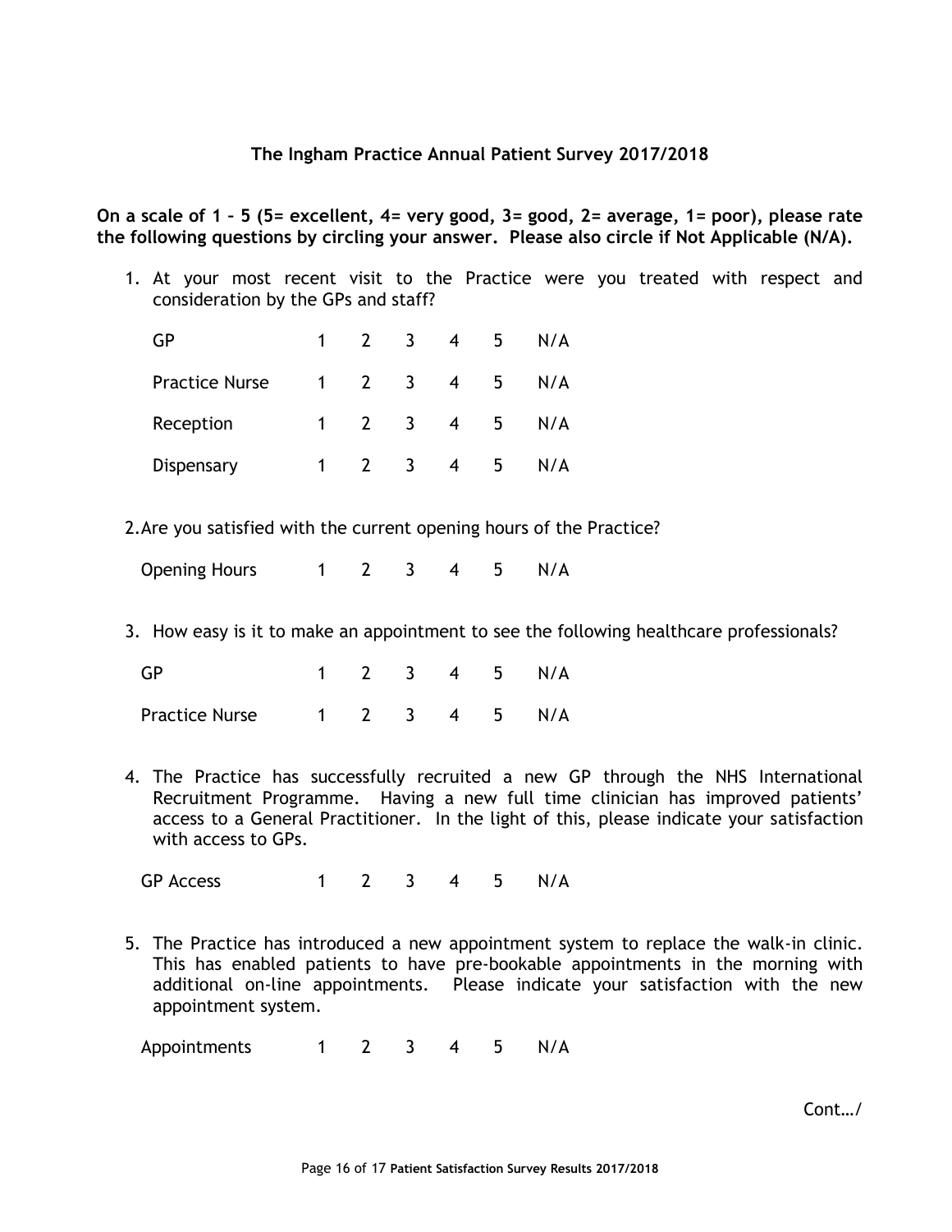**The Ingham Practice Annual Patient Survey 2017/2018**

**On a scale of 1 – 5 (5= excellent, 4= very good, 3= good, 2= average, 1= poor), please rate the following questions by circling your answer. Please also circle if Not Applicable (N/A).**

1. At your most recent visit to the Practice were you treated with respect and consideration by the GPs and staff?

| | | | | | | |
|---|---|---|---|---|---|---|
| GP | 1 | 2 | 3 | 4 | 5 | N/A |
| Practice Nurse | 1 | 2 | 3 | 4 | 5 | N/A |
| Reception | 1 | 2 | 3 | 4 | 5 | N/A |
| Dispensary | 1 | 2 | 3 | 4 | 5 | N/A |

2. Are you satisfied with the current opening hours of the Practice?

| | | | | | | |
|---|---|---|---|---|---|---|
| Opening Hours | 1 | 2 | 3 | 4 | 5 | N/A |

3. How easy is it to make an appointment to see the following healthcare professionals?

| | | | | | | |
|---|---|---|---|---|---|---|
| GP | 1 | 2 | 3 | 4 | 5 | N/A |
| Practice Nurse | 1 | 2 | 3 | 4 | 5 | N/A |

4. The Practice has successfully recruited a new GP through the NHS International Recruitment Programme. Having a new full time clinician has improved patients' access to a General Practitioner. In the light of this, please indicate your satisfaction with access to GPs.

| | | | | | | |
|---|---|---|---|---|---|---|
| GP Access | 1 | 2 | 3 | 4 | 5 | N/A |

5. The Practice has introduced a new appointment system to replace the walk-in clinic. This has enabled patients to have pre-bookable appointments in the morning with additional on-line appointments. Please indicate your satisfaction with the new appointment system.

| | | | | | | |
|---|---|---|---|---|---|---|
| Appointments | 1 | 2 | 3 | 4 | 5 | N/A |

Cont…/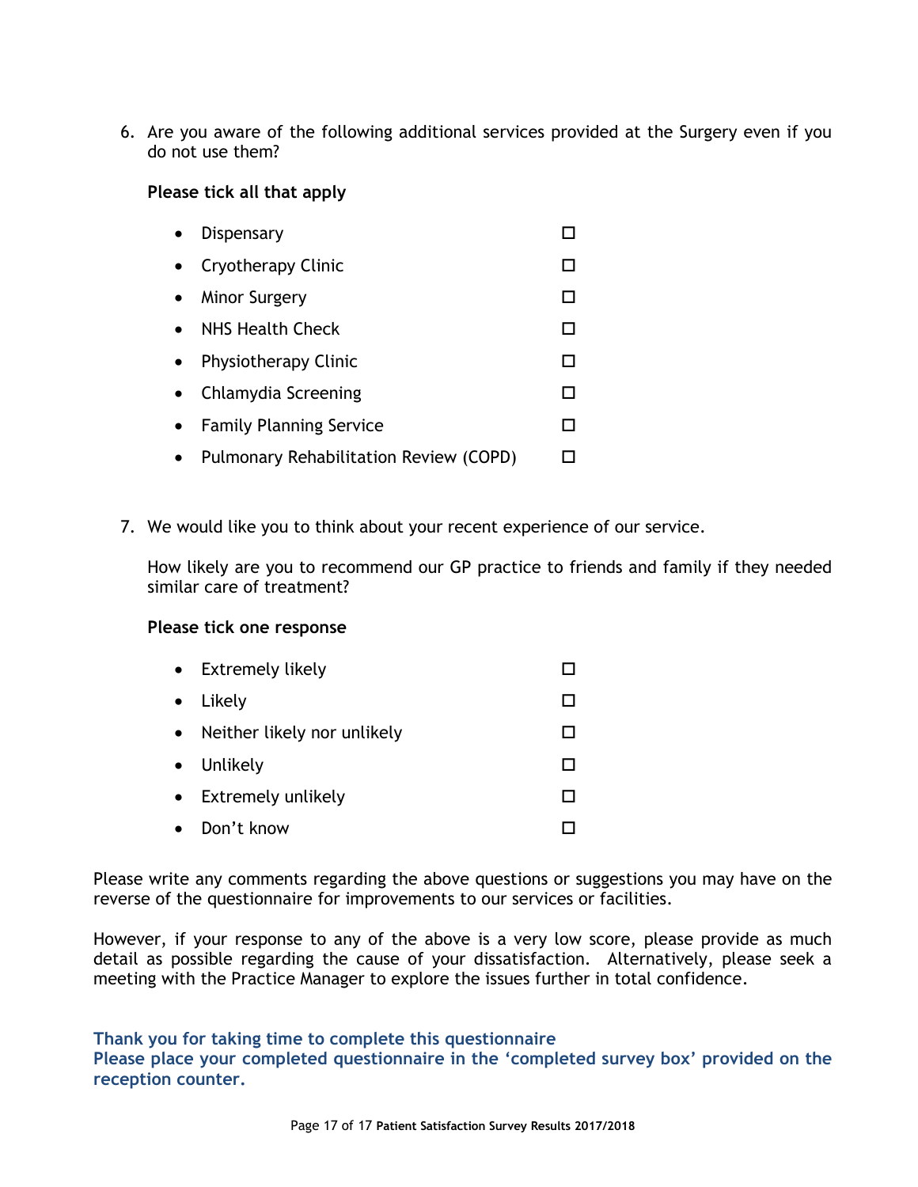6. Are you aware of the following additional services provided at the Surgery even if you do not use them?

   **Please tick all that apply**

   - Dispensary ☐
   - Cryotherapy Clinic ☐
   - Minor Surgery ☐
   - NHS Health Check ☐
   - Physiotherapy Clinic ☐
   - Chlamydia Screening ☐
   - Family Planning Service ☐
   - Pulmonary Rehabilitation Review (COPD) ☐

7. We would like you to think about your recent experience of our service.

   How likely are you to recommend our GP practice to friends and family if they needed similar care of treatment?

   **Please tick one response**

   - Extremely likely ☐
   - Likely ☐
   - Neither likely nor unlikely ☐
   - Unlikely ☐
   - Extremely unlikely ☐
   - Don't know ☐

Please write any comments regarding the above questions or suggestions you may have on the reverse of the questionnaire for improvements to our services or facilities.

However, if your response to any of the above is a very low score, please provide as much detail as possible regarding the cause of your dissatisfaction. Alternatively, please seek a meeting with the Practice Manager to explore the issues further in total confidence.

**Thank you for taking time to complete this questionnaire**
**Please place your completed questionnaire in the 'completed survey box' provided on the reception counter.**